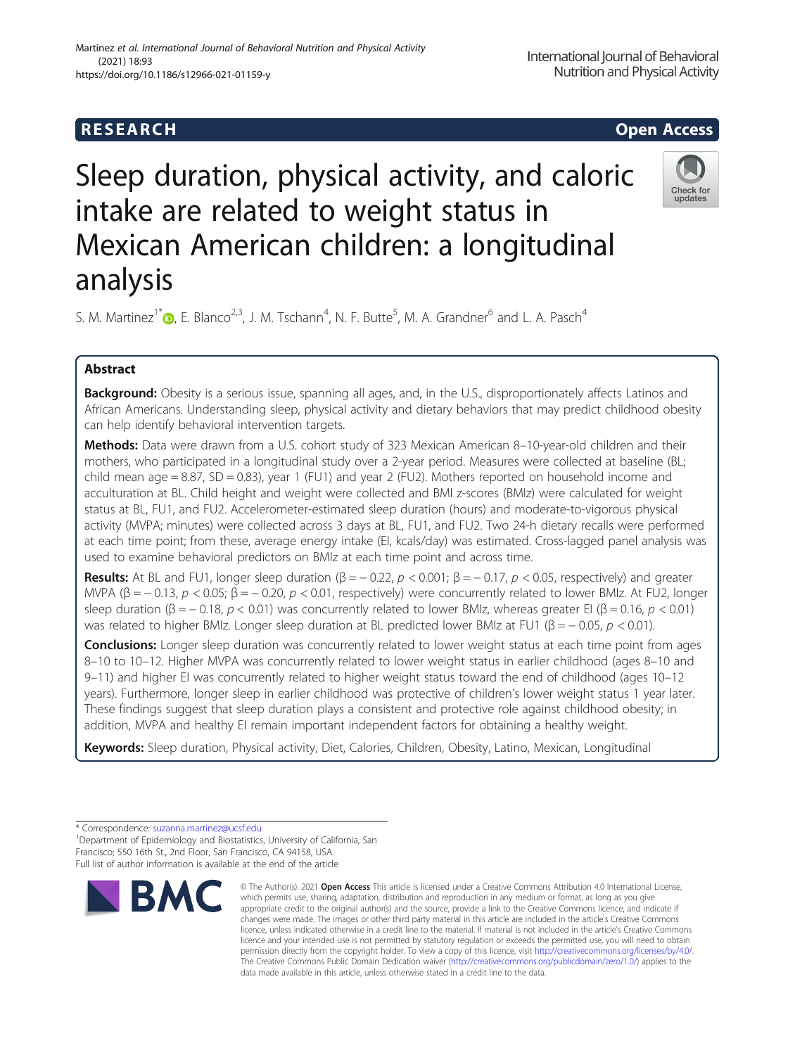RESEARCH

Open Access

# Sleep duration, physical activity, and caloric intake are related to weight status in Mexican American children: a longitudinal analysis

S. M. Martinez[1*], E. Blanco[2,3], J. M. Tschann[4], N. F. Butte[5], M. A. Grandner[6] and L. A. Pasch[4]

## Abstract

**Background:** Obesity is a serious issue, spanning all ages, and, in the U.S., disproportionately affects Latinos and African Americans. Understanding sleep, physical activity and dietary behaviors that may predict childhood obesity can help identify behavioral intervention targets.

**Methods:** Data were drawn from a U.S. cohort study of 323 Mexican American 8–10-year-old children and their mothers, who participated in a longitudinal study over a 2-year period. Measures were collected at baseline (BL; child mean age = 8.87, SD = 0.83), year 1 (FU1) and year 2 (FU2). Mothers reported on household income and acculturation at BL. Child height and weight were collected and BMI z-scores (BMIz) were calculated for weight status at BL, FU1, and FU2. Accelerometer-estimated sleep duration (hours) and moderate-to-vigorous physical activity (MVPA; minutes) were collected across 3 days at BL, FU1, and FU2. Two 24-h dietary recalls were performed at each time point; from these, average energy intake (EI, kcals/day) was estimated. Cross-lagged panel analysis was used to examine behavioral predictors on BMIz at each time point and across time.

**Results:** At BL and FU1, longer sleep duration ($\beta = -0.22$, $p < 0.001$; $\beta = -0.17$, $p < 0.05$, respectively) and greater MVPA ($\beta = -0.13$, $p < 0.05$; $\beta = -0.20$, $p < 0.01$, respectively) were concurrently related to lower BMIz. At FU2, longer sleep duration ($\beta = -0.18$, $p < 0.01$) was concurrently related to lower BMIz, whereas greater EI ($\beta = 0.16$, $p < 0.01$) was related to higher BMIz. Longer sleep duration at BL predicted lower BMIz at FU1 ($\beta = -0.05$, $p < 0.01$).

**Conclusions:** Longer sleep duration was concurrently related to lower weight status at each time point from ages 8–10 to 10–12. Higher MVPA was concurrently related to lower weight status in earlier childhood (ages 8–10 and 9–11) and higher EI was concurrently related to higher weight status toward the end of childhood (ages 10–12 years). Furthermore, longer sleep in earlier childhood was protective of children's lower weight status 1 year later. These findings suggest that sleep duration plays a consistent and protective role against childhood obesity; in addition, MVPA and healthy EI remain important independent factors for obtaining a healthy weight.

**Keywords:** Sleep duration, Physical activity, Diet, Calories, Children, Obesity, Latino, Mexican, Longitudinal

* Correspondence: suzanna.martinez@ucsf.edu

[1]Department of Epidemiology and Biostatistics, University of California, San Francisco; 550 16th St., 2nd Floor, San Francisco, CA 94158, USA

Full list of author information is available at the end of the article

© The Author(s). 2021 **Open Access** This article is licensed under a Creative Commons Attribution 4.0 International License, which permits use, sharing, adaptation, distribution and reproduction in any medium or format, as long as you give appropriate credit to the original author(s) and the source, provide a link to the Creative Commons licence, and indicate if changes were made. The images or other third party material in this article are included in the article's Creative Commons licence, unless indicated otherwise in a credit line to the material. If material is not included in the article's Creative Commons licence and your intended use is not permitted by statutory regulation or exceeds the permitted use, you will need to obtain permission directly from the copyright holder. To view a copy of this licence, visit http://creativecommons.org/licenses/by/4.0/. The Creative Commons Public Domain Dedication waiver (http://creativecommons.org/publicdomain/zero/1.0/) applies to the data made available in this article, unless otherwise stated in a credit line to the data.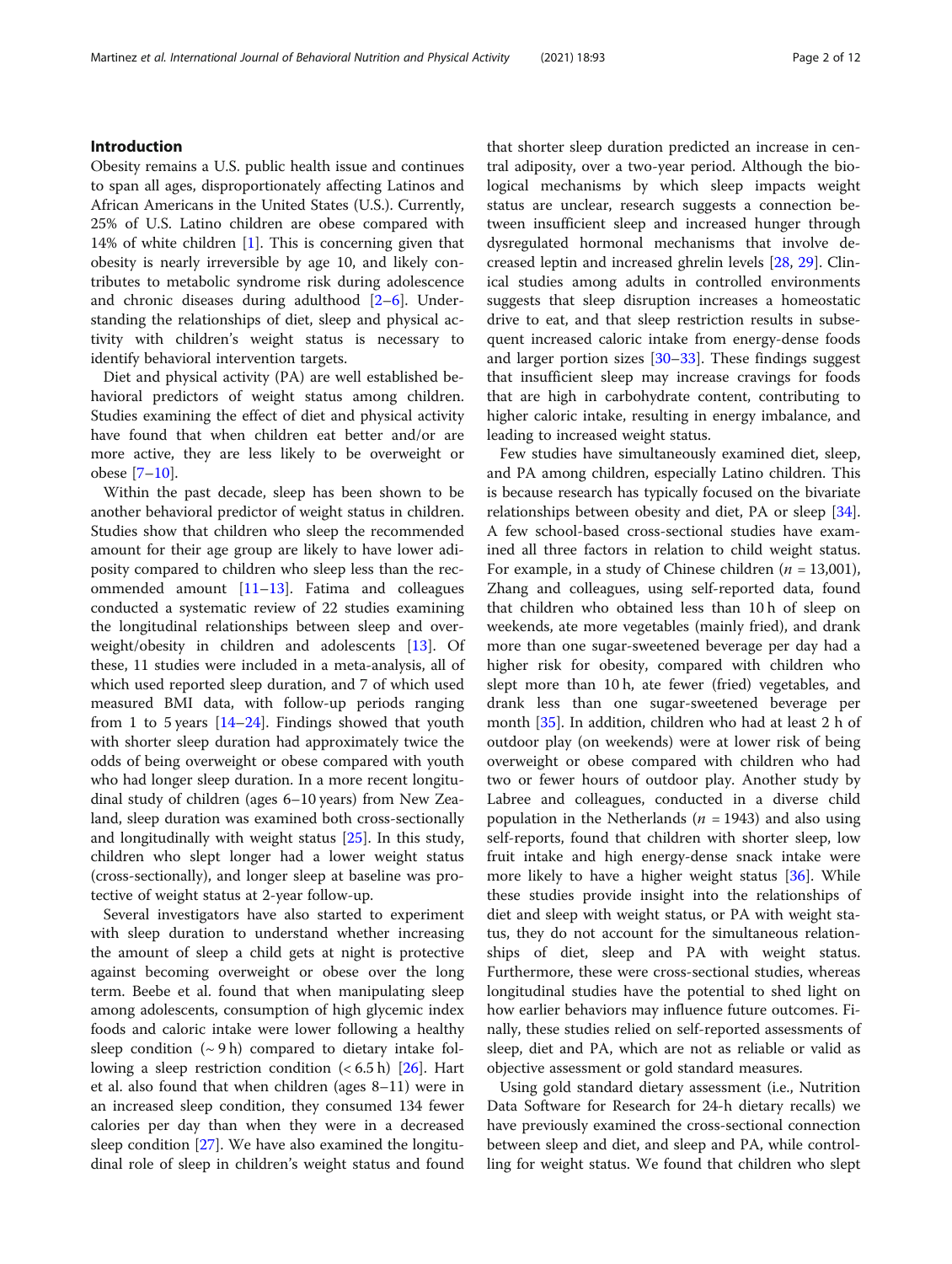## Introduction

Obesity remains a U.S. public health issue and continues to span all ages, disproportionately affecting Latinos and African Americans in the United States (U.S.). Currently, 25% of U.S. Latino children are obese compared with 14% of white children [1]. This is concerning given that obesity is nearly irreversible by age 10, and likely contributes to metabolic syndrome risk during adolescence and chronic diseases during adulthood [2–6]. Understanding the relationships of diet, sleep and physical activity with children's weight status is necessary to identify behavioral intervention targets.

Diet and physical activity (PA) are well established behavioral predictors of weight status among children. Studies examining the effect of diet and physical activity have found that when children eat better and/or are more active, they are less likely to be overweight or obese [7–10].

Within the past decade, sleep has been shown to be another behavioral predictor of weight status in children. Studies show that children who sleep the recommended amount for their age group are likely to have lower adiposity compared to children who sleep less than the recommended amount [11–13]. Fatima and colleagues conducted a systematic review of 22 studies examining the longitudinal relationships between sleep and overweight/obesity in children and adolescents [13]. Of these, 11 studies were included in a meta-analysis, all of which used reported sleep duration, and 7 of which used measured BMI data, with follow-up periods ranging from 1 to 5 years [14–24]. Findings showed that youth with shorter sleep duration had approximately twice the odds of being overweight or obese compared with youth who had longer sleep duration. In a more recent longitudinal study of children (ages 6–10 years) from New Zealand, sleep duration was examined both cross-sectionally and longitudinally with weight status [25]. In this study, children who slept longer had a lower weight status (cross-sectionally), and longer sleep at baseline was protective of weight status at 2-year follow-up.

Several investigators have also started to experiment with sleep duration to understand whether increasing the amount of sleep a child gets at night is protective against becoming overweight or obese over the long term. Beebe et al. found that when manipulating sleep among adolescents, consumption of high glycemic index foods and caloric intake were lower following a healthy sleep condition (~ 9 h) compared to dietary intake following a sleep restriction condition (< 6.5 h) [26]. Hart et al. also found that when children (ages 8–11) were in an increased sleep condition, they consumed 134 fewer calories per day than when they were in a decreased sleep condition [27]. We have also examined the longitudinal role of sleep in children's weight status and found that shorter sleep duration predicted an increase in central adiposity, over a two-year period. Although the biological mechanisms by which sleep impacts weight status are unclear, research suggests a connection between insufficient sleep and increased hunger through dysregulated hormonal mechanisms that involve decreased leptin and increased ghrelin levels [28, 29]. Clinical studies among adults in controlled environments suggests that sleep disruption increases a homeostatic drive to eat, and that sleep restriction results in subsequent increased caloric intake from energy-dense foods and larger portion sizes [30–33]. These findings suggest that insufficient sleep may increase cravings for foods that are high in carbohydrate content, contributing to higher caloric intake, resulting in energy imbalance, and leading to increased weight status.

Few studies have simultaneously examined diet, sleep, and PA among children, especially Latino children. This is because research has typically focused on the bivariate relationships between obesity and diet, PA or sleep [34]. A few school-based cross-sectional studies have examined all three factors in relation to child weight status. For example, in a study of Chinese children ($n$ = 13,001), Zhang and colleagues, using self-reported data, found that children who obtained less than 10 h of sleep on weekends, ate more vegetables (mainly fried), and drank more than one sugar-sweetened beverage per day had a higher risk for obesity, compared with children who slept more than 10 h, ate fewer (fried) vegetables, and drank less than one sugar-sweetened beverage per month [35]. In addition, children who had at least 2 h of outdoor play (on weekends) were at lower risk of being overweight or obese compared with children who had two or fewer hours of outdoor play. Another study by Labree and colleagues, conducted in a diverse child population in the Netherlands ($n$ = 1943) and also using self-reports, found that children with shorter sleep, low fruit intake and high energy-dense snack intake were more likely to have a higher weight status [36]. While these studies provide insight into the relationships of diet and sleep with weight status, or PA with weight status, they do not account for the simultaneous relationships of diet, sleep and PA with weight status. Furthermore, these were cross-sectional studies, whereas longitudinal studies have the potential to shed light on how earlier behaviors may influence future outcomes. Finally, these studies relied on self-reported assessments of sleep, diet and PA, which are not as reliable or valid as objective assessment or gold standard measures.

Using gold standard dietary assessment (i.e., Nutrition Data Software for Research for 24-h dietary recalls) we have previously examined the cross-sectional connection between sleep and diet, and sleep and PA, while controlling for weight status. We found that children who slept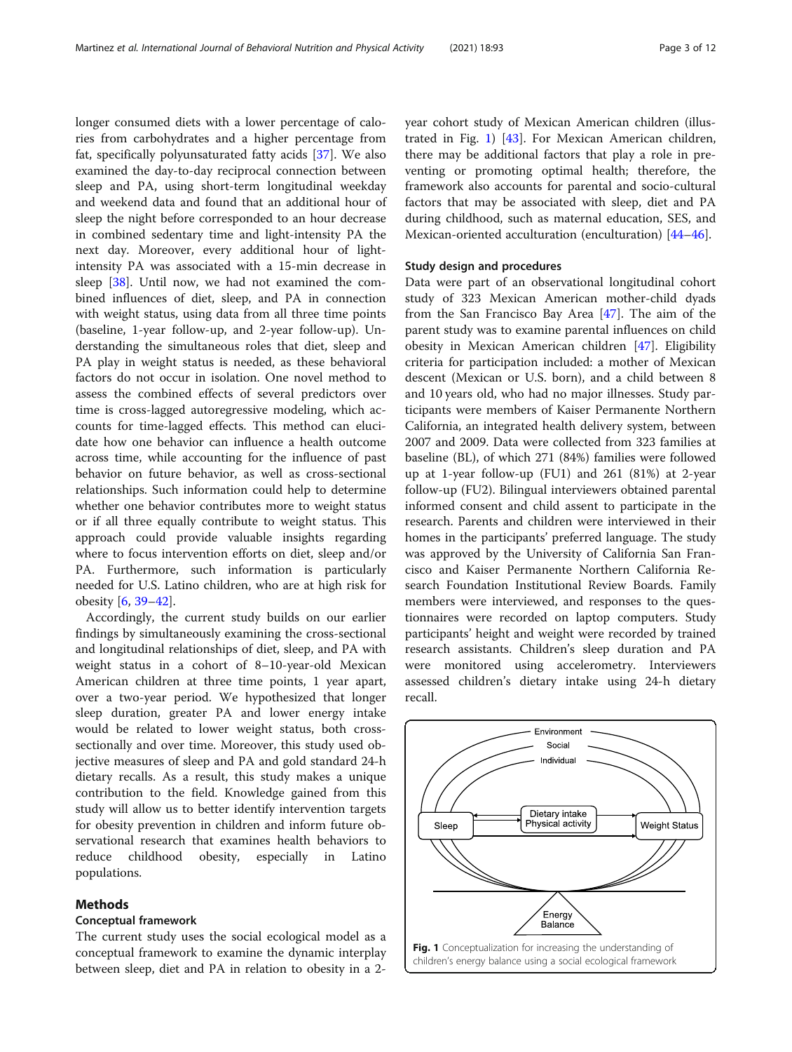longer consumed diets with a lower percentage of calories from carbohydrates and a higher percentage from fat, specifically polyunsaturated fatty acids [37]. We also examined the day-to-day reciprocal connection between sleep and PA, using short-term longitudinal weekday and weekend data and found that an additional hour of sleep the night before corresponded to an hour decrease in combined sedentary time and light-intensity PA the next day. Moreover, every additional hour of light-intensity PA was associated with a 15-min decrease in sleep [38]. Until now, we had not examined the combined influences of diet, sleep, and PA in connection with weight status, using data from all three time points (baseline, 1-year follow-up, and 2-year follow-up). Understanding the simultaneous roles that diet, sleep and PA play in weight status is needed, as these behavioral factors do not occur in isolation. One novel method to assess the combined effects of several predictors over time is cross-lagged autoregressive modeling, which accounts for time-lagged effects. This method can elucidate how one behavior can influence a health outcome across time, while accounting for the influence of past behavior on future behavior, as well as cross-sectional relationships. Such information could help to determine whether one behavior contributes more to weight status or if all three equally contribute to weight status. This approach could provide valuable insights regarding where to focus intervention efforts on diet, sleep and/or PA. Furthermore, such information is particularly needed for U.S. Latino children, who are at high risk for obesity [6, 39–42].

Accordingly, the current study builds on our earlier findings by simultaneously examining the cross-sectional and longitudinal relationships of diet, sleep, and PA with weight status in a cohort of 8–10-year-old Mexican American children at three time points, 1 year apart, over a two-year period. We hypothesized that longer sleep duration, greater PA and lower energy intake would be related to lower weight status, both cross-sectionally and over time. Moreover, this study used objective measures of sleep and PA and gold standard 24-h dietary recalls. As a result, this study makes a unique contribution to the field. Knowledge gained from this study will allow us to better identify intervention targets for obesity prevention in children and inform future observational research that examines health behaviors to reduce childhood obesity, especially in Latino populations.

## Methods

### Conceptual framework

The current study uses the social ecological model as a conceptual framework to examine the dynamic interplay between sleep, diet and PA in relation to obesity in a 2-year cohort study of Mexican American children (illustrated in Fig. 1) [43]. For Mexican American children, there may be additional factors that play a role in preventing or promoting optimal health; therefore, the framework also accounts for parental and socio-cultural factors that may be associated with sleep, diet and PA during childhood, such as maternal education, SES, and Mexican-oriented acculturation (enculturation) [44–46].

### Study design and procedures

Data were part of an observational longitudinal cohort study of 323 Mexican American mother-child dyads from the San Francisco Bay Area [47]. The aim of the parent study was to examine parental influences on child obesity in Mexican American children [47]. Eligibility criteria for participation included: a mother of Mexican descent (Mexican or U.S. born), and a child between 8 and 10 years old, who had no major illnesses. Study participants were members of Kaiser Permanente Northern California, an integrated health delivery system, between 2007 and 2009. Data were collected from 323 families at baseline (BL), of which 271 (84%) families were followed up at 1-year follow-up (FU1) and 261 (81%) at 2-year follow-up (FU2). Bilingual interviewers obtained parental informed consent and child assent to participate in the research. Parents and children were interviewed in their homes in the participants' preferred language. The study was approved by the University of California San Francisco and Kaiser Permanente Northern California Research Foundation Institutional Review Boards. Family members were interviewed, and responses to the questionnaires were recorded on laptop computers. Study participants' height and weight were recorded by trained research assistants. Children's sleep duration and PA were monitored using accelerometry. Interviewers assessed children's dietary intake using 24-h dietary recall.

Environment

Social

Individual

Sleep

Dietary intake
Physical activity

Weight Status

Energy Balance

**Fig. 1** Conceptualization for increasing the understanding of children's energy balance using a social ecological framework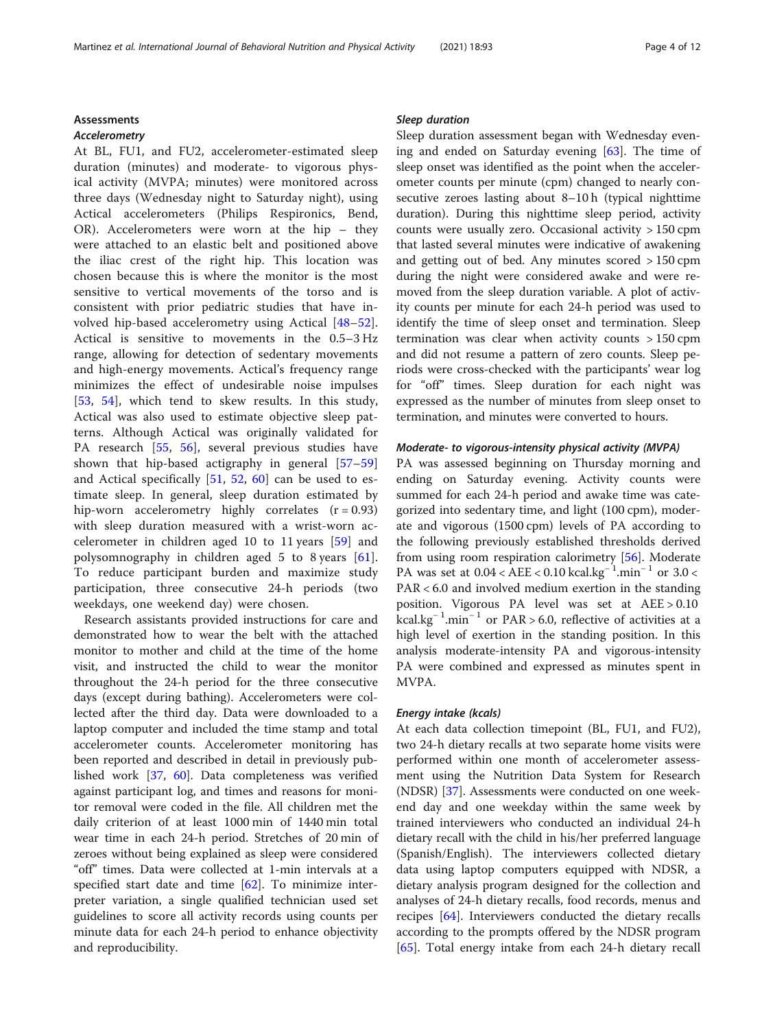## Assessments

### *Accelerometry*

At BL, FU1, and FU2, accelerometer-estimated sleep duration (minutes) and moderate- to vigorous physical activity (MVPA; minutes) were monitored across three days (Wednesday night to Saturday night), using Actical accelerometers (Philips Respironics, Bend, OR). Accelerometers were worn at the hip – they were attached to an elastic belt and positioned above the iliac crest of the right hip. This location was chosen because this is where the monitor is the most sensitive to vertical movements of the torso and is consistent with prior pediatric studies that have involved hip-based accelerometry using Actical [48–52]. Actical is sensitive to movements in the 0.5–3 Hz range, allowing for detection of sedentary movements and high-energy movements. Actical's frequency range minimizes the effect of undesirable noise impulses [53, 54], which tend to skew results. In this study, Actical was also used to estimate objective sleep patterns. Although Actical was originally validated for PA research [55, 56], several previous studies have shown that hip-based actigraphy in general [57–59] and Actical specifically [51, 52, 60] can be used to estimate sleep. In general, sleep duration estimated by hip-worn accelerometry highly correlates ($r = 0.93$) with sleep duration measured with a wrist-worn accelerometer in children aged 10 to 11 years [59] and polysomnography in children aged 5 to 8 years [61]. To reduce participant burden and maximize study participation, three consecutive 24-h periods (two weekdays, one weekend day) were chosen.

Research assistants provided instructions for care and demonstrated how to wear the belt with the attached monitor to mother and child at the time of the home visit, and instructed the child to wear the monitor throughout the 24-h period for the three consecutive days (except during bathing). Accelerometers were collected after the third day. Data were downloaded to a laptop computer and included the time stamp and total accelerometer counts. Accelerometer monitoring has been reported and described in detail in previously published work [37, 60]. Data completeness was verified against participant log, and times and reasons for monitor removal were coded in the file. All children met the daily criterion of at least 1000 min of 1440 min total wear time in each 24-h period. Stretches of 20 min of zeroes without being explained as sleep were considered "off" times. Data were collected at 1-min intervals at a specified start date and time [62]. To minimize interpreter variation, a single qualified technician used set guidelines to score all activity records using counts per minute data for each 24-h period to enhance objectivity and reproducibility.

### *Sleep duration*

Sleep duration assessment began with Wednesday evening and ended on Saturday evening [63]. The time of sleep onset was identified as the point when the accelerometer counts per minute (cpm) changed to nearly consecutive zeroes lasting about 8–10 h (typical nighttime duration). During this nighttime sleep period, activity counts were usually zero. Occasional activity > 150 cpm that lasted several minutes were indicative of awakening and getting out of bed. Any minutes scored > 150 cpm during the night were considered awake and were removed from the sleep duration variable. A plot of activity counts per minute for each 24-h period was used to identify the time of sleep onset and termination. Sleep termination was clear when activity counts > 150 cpm and did not resume a pattern of zero counts. Sleep periods were cross-checked with the participants' wear log for "off" times. Sleep duration for each night was expressed as the number of minutes from sleep onset to termination, and minutes were converted to hours.

### *Moderate- to vigorous-intensity physical activity (MVPA)*

PA was assessed beginning on Thursday morning and ending on Saturday evening. Activity counts were summed for each 24-h period and awake time was categorized into sedentary time, and light (100 cpm), moderate and vigorous (1500 cpm) levels of PA according to the following previously established thresholds derived from using room respiration calorimetry [56]. Moderate PA was set at $0.04 < \text{AEE} < 0.10\ \text{kcal.kg}^{-1}.\text{min}^{-1}$ or $3.0 < \text{PAR} < 6.0$ and involved medium exertion in the standing position. Vigorous PA level was set at $\text{AEE} > 0.10\ \text{kcal.kg}^{-1}.\text{min}^{-1}$ or $\text{PAR} > 6.0$, reflective of activities at a high level of exertion in the standing position. In this analysis moderate-intensity PA and vigorous-intensity PA were combined and expressed as minutes spent in MVPA.

### *Energy intake (kcals)*

At each data collection timepoint (BL, FU1, and FU2), two 24-h dietary recalls at two separate home visits were performed within one month of accelerometer assessment using the Nutrition Data System for Research (NDSR) [37]. Assessments were conducted on one weekend day and one weekday within the same week by trained interviewers who conducted an individual 24-h dietary recall with the child in his/her preferred language (Spanish/English). The interviewers collected dietary data using laptop computers equipped with NDSR, a dietary analysis program designed for the collection and analyses of 24-h dietary recalls, food records, menus and recipes [64]. Interviewers conducted the dietary recalls according to the prompts offered by the NDSR program [65]. Total energy intake from each 24-h dietary recall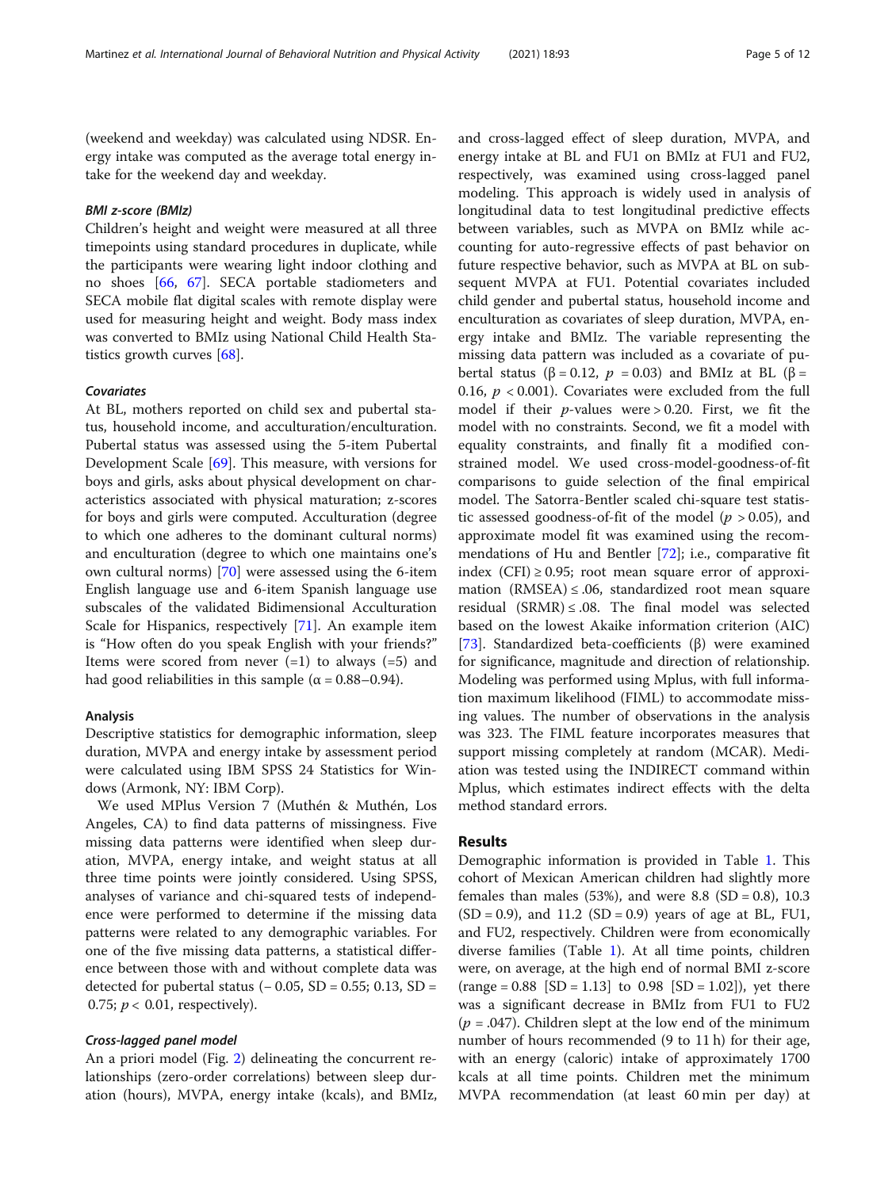(weekend and weekday) was calculated using NDSR. Energy intake was computed as the average total energy intake for the weekend day and weekday.

#### BMI z-score (BMIz)

Children's height and weight were measured at all three timepoints using standard procedures in duplicate, while the participants were wearing light indoor clothing and no shoes [66, 67]. SECA portable stadiometers and SECA mobile flat digital scales with remote display were used for measuring height and weight. Body mass index was converted to BMIz using National Child Health Statistics growth curves [68].

#### Covariates

At BL, mothers reported on child sex and pubertal status, household income, and acculturation/enculturation. Pubertal status was assessed using the 5-item Pubertal Development Scale [69]. This measure, with versions for boys and girls, asks about physical development on characteristics associated with physical maturation; z-scores for boys and girls were computed. Acculturation (degree to which one adheres to the dominant cultural norms) and enculturation (degree to which one maintains one's own cultural norms) [70] were assessed using the 6-item English language use and 6-item Spanish language use subscales of the validated Bidimensional Acculturation Scale for Hispanics, respectively [71]. An example item is "How often do you speak English with your friends?" Items were scored from never (=1) to always (=5) and had good reliabilities in this sample ($\alpha = 0.88–0.94$).

### Analysis

Descriptive statistics for demographic information, sleep duration, MVPA and energy intake by assessment period were calculated using IBM SPSS 24 Statistics for Windows (Armonk, NY: IBM Corp).

We used MPlus Version 7 (Muthén & Muthén, Los Angeles, CA) to find data patterns of missingness. Five missing data patterns were identified when sleep duration, MVPA, energy intake, and weight status at all three time points were jointly considered. Using SPSS, analyses of variance and chi-squared tests of independence were performed to determine if the missing data patterns were related to any demographic variables. For one of the five missing data patterns, a statistical difference between those with and without complete data was detected for pubertal status (− 0.05, SD = 0.55; 0.13, SD = 0.75; $p < 0.01$, respectively).

#### Cross-lagged panel model

An a priori model (Fig. 2) delineating the concurrent relationships (zero-order correlations) between sleep duration (hours), MVPA, energy intake (kcals), and BMIz, and cross-lagged effect of sleep duration, MVPA, and energy intake at BL and FU1 on BMIz at FU1 and FU2, respectively, was examined using cross-lagged panel modeling. This approach is widely used in analysis of longitudinal data to test longitudinal predictive effects between variables, such as MVPA on BMIz while accounting for auto-regressive effects of past behavior on future respective behavior, such as MVPA at BL on subsequent MVPA at FU1. Potential covariates included child gender and pubertal status, household income and enculturation as covariates of sleep duration, MVPA, energy intake and BMIz. The variable representing the missing data pattern was included as a covariate of pubertal status ($\beta = 0.12$, $p = 0.03$) and BMIz at BL ($\beta = 0.16$, $p < 0.001$). Covariates were excluded from the full model if their $p$-values were > 0.20. First, we fit the model with no constraints. Second, we fit a model with equality constraints, and finally fit a modified constrained model. We used cross-model-goodness-of-fit comparisons to guide selection of the final empirical model. The Satorra-Bentler scaled chi-square test statistic assessed goodness-of-fit of the model ($p > 0.05$), and approximate model fit was examined using the recommendations of Hu and Bentler [72]; i.e., comparative fit index (CFI) ≥ 0.95; root mean square error of approximation (RMSEA) ≤ .06, standardized root mean square residual (SRMR) ≤ .08. The final model was selected based on the lowest Akaike information criterion (AIC) [73]. Standardized beta-coefficients (β) were examined for significance, magnitude and direction of relationship. Modeling was performed using Mplus, with full information maximum likelihood (FIML) to accommodate missing values. The number of observations in the analysis was 323. The FIML feature incorporates measures that support missing completely at random (MCAR). Mediation was tested using the INDIRECT command within Mplus, which estimates indirect effects with the delta method standard errors.

## Results

Demographic information is provided in Table 1. This cohort of Mexican American children had slightly more females than males (53%), and were 8.8 (SD = 0.8), 10.3 (SD = 0.9), and 11.2 (SD = 0.9) years of age at BL, FU1, and FU2, respectively. Children were from economically diverse families (Table 1). At all time points, children were, on average, at the high end of normal BMI z-score (range = 0.88 [SD = 1.13] to 0.98 [SD = 1.02]), yet there was a significant decrease in BMIz from FU1 to FU2 ($p = .047$). Children slept at the low end of the minimum number of hours recommended (9 to 11 h) for their age, with an energy (caloric) intake of approximately 1700 kcals at all time points. Children met the minimum MVPA recommendation (at least 60 min per day) at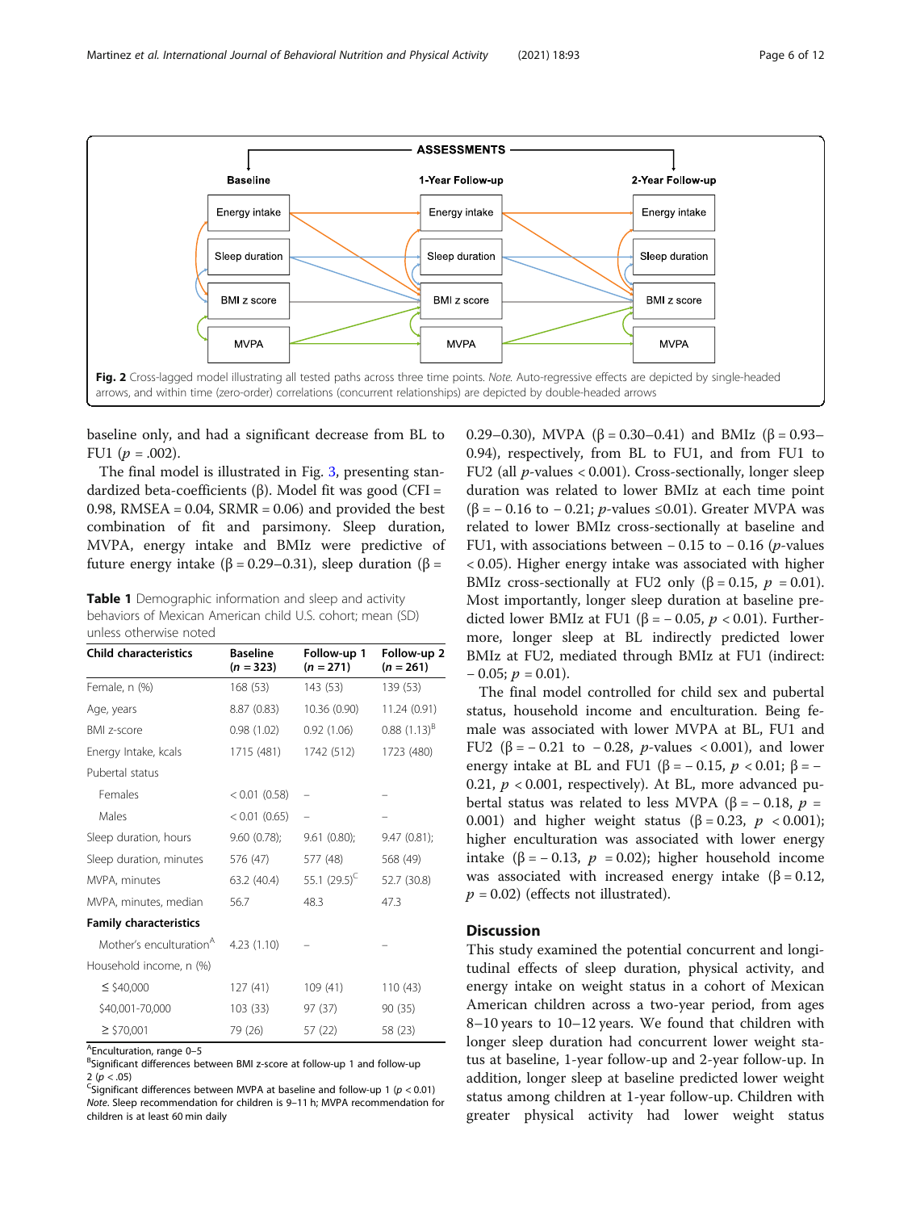ASSESSMENTS

| Baseline | 1-Year Follow-up | 2-Year Follow-up |
|---|---|---|
| Energy intake | Energy intake | Energy intake |
| Sleep duration | Sleep duration | Sleep duration |
| BMI z score | BMI z score | BMI z score |
| MVPA | MVPA | MVPA |

**Fig. 2** Cross-lagged model illustrating all tested paths across three time points. *Note.* Auto-regressive effects are depicted by single-headed arrows, and within time (zero-order) correlations (concurrent relationships) are depicted by double-headed arrows

baseline only, and had a significant decrease from BL to FU1 ($p = .002$).

The final model is illustrated in Fig. 3, presenting standardized beta-coefficients (β). Model fit was good (CFI = 0.98, RMSEA = 0.04, SRMR = 0.06) and provided the best combination of fit and parsimony. Sleep duration, MVPA, energy intake and BMIz were predictive of future energy intake (β = 0.29–0.31), sleep duration (β = 0.29–0.30), MVPA (β = 0.30–0.41) and BMIz (β = 0.93–0.94), respectively, from BL to FU1, and from FU1 to FU2 (all $p$-values < 0.001). Cross-sectionally, longer sleep duration was related to lower BMIz at each time point (β = − 0.16 to − 0.21; $p$-values ≤0.01). Greater MVPA was related to lower BMIz cross-sectionally at baseline and FU1, with associations between − 0.15 to − 0.16 ($p$-values < 0.05). Higher energy intake was associated with higher BMIz cross-sectionally at FU2 only (β = 0.15, $p$ = 0.01). Most importantly, longer sleep duration at baseline predicted lower BMIz at FU1 (β = − 0.05, $p$ < 0.01). Furthermore, longer sleep at BL indirectly predicted lower BMIz at FU2, mediated through BMIz at FU1 (indirect: − 0.05; $p$ = 0.01).

The final model controlled for child sex and pubertal status, household income and enculturation. Being female was associated with lower MVPA at BL, FU1 and FU2 (β = − 0.21 to − 0.28, $p$-values < 0.001), and lower energy intake at BL and FU1 (β = − 0.15, $p$ < 0.01; β = − 0.21, $p$ < 0.001, respectively). At BL, more advanced pubertal status was related to less MVPA (β = − 0.18, $p$ = 0.001) and higher weight status (β = 0.23, $p$ < 0.001); higher enculturation was associated with lower energy intake (β = − 0.13, $p$ = 0.02); higher household income was associated with increased energy intake (β = 0.12, $p$ = 0.02) (effects not illustrated).

**Table 1** Demographic information and sleep and activity behaviors of Mexican American child U.S. cohort; mean (SD) unless otherwise noted

| Child characteristics | Baseline ($n$ = 323) | Follow-up 1 ($n$ = 271) | Follow-up 2 ($n$ = 261) |
|---|---|---|---|
| Female, n (%) | 168 (53) | 143 (53) | 139 (53) |
| Age, years | 8.87 (0.83) | 10.36 (0.90) | 11.24 (0.91) |
| BMI z-score | 0.98 (1.02) | 0.92 (1.06) | 0.88 (1.13)[B] |
| Energy Intake, kcals | 1715 (481) | 1742 (512) | 1723 (480) |
| Pubertal status | | | |
| Females | < 0.01 (0.58) | – | – |
| Males | < 0.01 (0.65) | – | – |
| Sleep duration, hours | 9.60 (0.78); | 9.61 (0.80); | 9.47 (0.81); |
| Sleep duration, minutes | 576 (47) | 577 (48) | 568 (49) |
| MVPA, minutes | 63.2 (40.4) | 55.1 (29.5)[C] | 52.7 (30.8) |
| MVPA, minutes, median | 56.7 | 48.3 | 47.3 |
| **Family characteristics** | | | |
| Mother's enculturation[A] | 4.23 (1.10) | – | – |
| Household income, n (%) | | | |
| ≤ $40,000 | 127 (41) | 109 (41) | 110 (43) |
| $40,001-70,000 | 103 (33) | 97 (37) | 90 (35) |
| ≥ $70,001 | 79 (26) | 57 (22) | 58 (23) |

[A]Enculturation, range 0–5

[B]Significant differences between BMI z-score at follow-up 1 and follow-up 2 ($p$ < .05)

[C]Significant differences between MVPA at baseline and follow-up 1 ($p$ < 0.01)

*Note.* Sleep recommendation for children is 9–11 h; MVPA recommendation for children is at least 60 min daily

## Discussion

This study examined the potential concurrent and longitudinal effects of sleep duration, physical activity, and energy intake on weight status in a cohort of Mexican American children across a two-year period, from ages 8–10 years to 10–12 years. We found that children with longer sleep duration had concurrent lower weight status at baseline, 1-year follow-up and 2-year follow-up. In addition, longer sleep at baseline predicted lower weight status among children at 1-year follow-up. Children with greater physical activity had lower weight status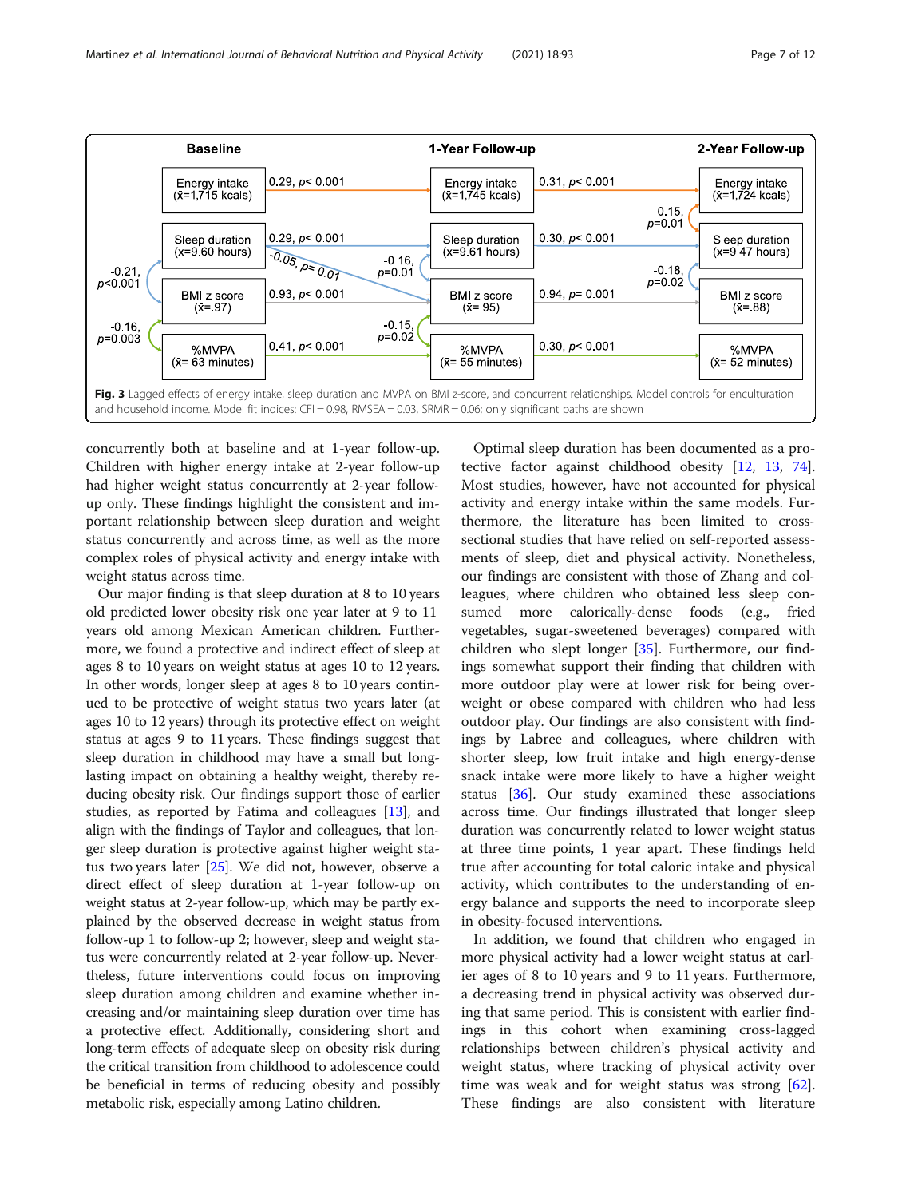Baseline | 1-Year Follow-up | 2-Year Follow-up

Energy intake ($\bar{x}$=1,715 kcals) → 0.29, $p$< 0.001 → Energy intake ($\bar{x}$=1,745 kcals) → 0.31, $p$< 0.001 → Energy intake ($\bar{x}$=1,724 kcals)

Sleep duration ($\bar{x}$=9.60 hours) → 0.29, $p$< 0.001 → Sleep duration ($\bar{x}$=9.61 hours) → 0.30, $p$< 0.001 → Sleep duration ($\bar{x}$=9.47 hours)

BMI z score ($\bar{x}$=.97) → 0.93, $p$< 0.001 → BMI z score ($\bar{x}$=.95) → 0.94, $p$= 0.001 → BMI z score ($\bar{x}$=.88)

%MVPA ($\bar{x}$= 63 minutes) → 0.41, $p$< 0.001 → %MVPA ($\bar{x}$= 55 minutes) → 0.30, $p$< 0.001 → %MVPA ($\bar{x}$= 52 minutes)

-0.05, $p$= 0.01; -0.21, $p$<0.001; -0.16, $p$=0.003; -0.16, $p$=0.01; -0.15, $p$=0.02; 0.15, $p$=0.01; -0.18, $p$=0.02

**Fig. 3** Lagged effects of energy intake, sleep duration and MVPA on BMI z-score, and concurrent relationships. Model controls for enculturation and household income. Model fit indices: CFI = 0.98, RMSEA = 0.03, SRMR = 0.06; only significant paths are shown

concurrently both at baseline and at 1-year follow-up. Children with higher energy intake at 2-year follow-up had higher weight status concurrently at 2-year follow-up only. These findings highlight the consistent and important relationship between sleep duration and weight status concurrently and across time, as well as the more complex roles of physical activity and energy intake with weight status across time.

Our major finding is that sleep duration at 8 to 10 years old predicted lower obesity risk one year later at 9 to 11 years old among Mexican American children. Furthermore, we found a protective and indirect effect of sleep at ages 8 to 10 years on weight status at ages 10 to 12 years. In other words, longer sleep at ages 8 to 10 years continued to be protective of weight status two years later (at ages 10 to 12 years) through its protective effect on weight status at ages 9 to 11 years. These findings suggest that sleep duration in childhood may have a small but long-lasting impact on obtaining a healthy weight, thereby reducing obesity risk. Our findings support those of earlier studies, as reported by Fatima and colleagues [13], and align with the findings of Taylor and colleagues, that longer sleep duration is protective against higher weight status two years later [25]. We did not, however, observe a direct effect of sleep duration at 1-year follow-up on weight status at 2-year follow-up, which may be partly explained by the observed decrease in weight status from follow-up 1 to follow-up 2; however, sleep and weight status were concurrently related at 2-year follow-up. Nevertheless, future interventions could focus on improving sleep duration among children and examine whether increasing and/or maintaining sleep duration over time has a protective effect. Additionally, considering short and long-term effects of adequate sleep on obesity risk during the critical transition from childhood to adolescence could be beneficial in terms of reducing obesity and possibly metabolic risk, especially among Latino children.

Optimal sleep duration has been documented as a protective factor against childhood obesity [12, 13, 74]. Most studies, however, have not accounted for physical activity and energy intake within the same models. Furthermore, the literature has been limited to cross-sectional studies that have relied on self-reported assessments of sleep, diet and physical activity. Nonetheless, our findings are consistent with those of Zhang and colleagues, where children who obtained less sleep consumed more calorically-dense foods (e.g., fried vegetables, sugar-sweetened beverages) compared with children who slept longer [35]. Furthermore, our findings somewhat support their finding that children with more outdoor play were at lower risk for being overweight or obese compared with children who had less outdoor play. Our findings are also consistent with findings by Labree and colleagues, where children with shorter sleep, low fruit intake and high energy-dense snack intake were more likely to have a higher weight status [36]. Our study examined these associations across time. Our findings illustrated that longer sleep duration was concurrently related to lower weight status at three time points, 1 year apart. These findings held true after accounting for total caloric intake and physical activity, which contributes to the understanding of energy balance and supports the need to incorporate sleep in obesity-focused interventions.

In addition, we found that children who engaged in more physical activity had a lower weight status at earlier ages of 8 to 10 years and 9 to 11 years. Furthermore, a decreasing trend in physical activity was observed during that same period. This is consistent with earlier findings in this cohort when examining cross-lagged relationships between children's physical activity and weight status, where tracking of physical activity over time was weak and for weight status was strong [62]. These findings are also consistent with literature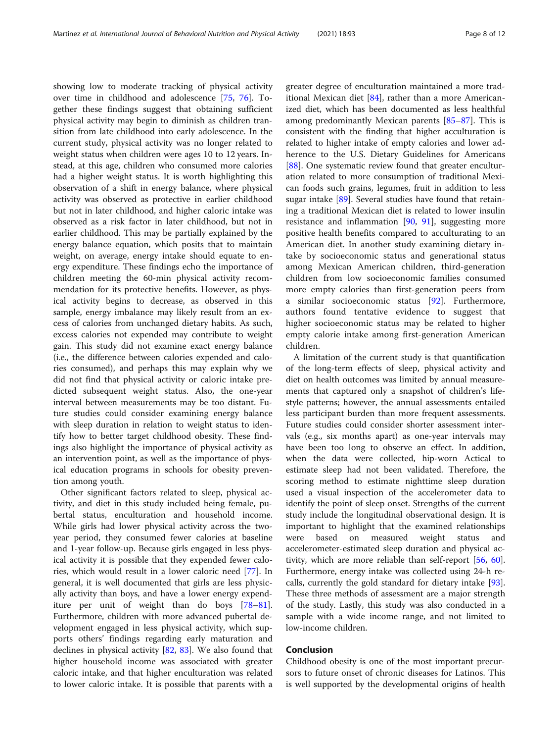showing low to moderate tracking of physical activity over time in childhood and adolescence [75, 76]. Together these findings suggest that obtaining sufficient physical activity may begin to diminish as children transition from late childhood into early adolescence. In the current study, physical activity was no longer related to weight status when children were ages 10 to 12 years. Instead, at this age, children who consumed more calories had a higher weight status. It is worth highlighting this observation of a shift in energy balance, where physical activity was observed as protective in earlier childhood but not in later childhood, and higher caloric intake was observed as a risk factor in later childhood, but not in earlier childhood. This may be partially explained by the energy balance equation, which posits that to maintain weight, on average, energy intake should equate to energy expenditure. These findings echo the importance of children meeting the 60-min physical activity recommendation for its protective benefits. However, as physical activity begins to decrease, as observed in this sample, energy imbalance may likely result from an excess of calories from unchanged dietary habits. As such, excess calories not expended may contribute to weight gain. This study did not examine exact energy balance (i.e., the difference between calories expended and calories consumed), and perhaps this may explain why we did not find that physical activity or caloric intake predicted subsequent weight status. Also, the one-year interval between measurements may be too distant. Future studies could consider examining energy balance with sleep duration in relation to weight status to identify how to better target childhood obesity. These findings also highlight the importance of physical activity as an intervention point, as well as the importance of physical education programs in schools for obesity prevention among youth.

Other significant factors related to sleep, physical activity, and diet in this study included being female, pubertal status, enculturation and household income. While girls had lower physical activity across the two-year period, they consumed fewer calories at baseline and 1-year follow-up. Because girls engaged in less physical activity it is possible that they expended fewer calories, which would result in a lower caloric need [77]. In general, it is well documented that girls are less physically activity than boys, and have a lower energy expenditure per unit of weight than do boys [78–81]. Furthermore, children with more advanced pubertal development engaged in less physical activity, which supports others' findings regarding early maturation and declines in physical activity [82, 83]. We also found that higher household income was associated with greater caloric intake, and that higher enculturation was related to lower caloric intake. It is possible that parents with a greater degree of enculturation maintained a more traditional Mexican diet [84], rather than a more Americanized diet, which has been documented as less healthful among predominantly Mexican parents [85–87]. This is consistent with the finding that higher acculturation is related to higher intake of empty calories and lower adherence to the U.S. Dietary Guidelines for Americans [88]. One systematic review found that greater enculturation related to more consumption of traditional Mexican foods such grains, legumes, fruit in addition to less sugar intake [89]. Several studies have found that retaining a traditional Mexican diet is related to lower insulin resistance and inflammation [90, 91], suggesting more positive health benefits compared to acculturating to an American diet. In another study examining dietary intake by socioeconomic status and generational status among Mexican American children, third-generation children from low socioeconomic families consumed more empty calories than first-generation peers from a similar socioeconomic status [92]. Furthermore, authors found tentative evidence to suggest that higher socioeconomic status may be related to higher empty calorie intake among first-generation American children.

A limitation of the current study is that quantification of the long-term effects of sleep, physical activity and diet on health outcomes was limited by annual measurements that captured only a snapshot of children's lifestyle patterns; however, the annual assessments entailed less participant burden than more frequent assessments. Future studies could consider shorter assessment intervals (e.g., six months apart) as one-year intervals may have been too long to observe an effect. In addition, when the data were collected, hip-worn Actical to estimate sleep had not been validated. Therefore, the scoring method to estimate nighttime sleep duration used a visual inspection of the accelerometer data to identify the point of sleep onset. Strengths of the current study include the longitudinal observational design. It is important to highlight that the examined relationships were based on measured weight status and accelerometer-estimated sleep duration and physical activity, which are more reliable than self-report [56, 60]. Furthermore, energy intake was collected using 24-h recalls, currently the gold standard for dietary intake [93]. These three methods of assessment are a major strength of the study. Lastly, this study was also conducted in a sample with a wide income range, and not limited to low-income children.

## Conclusion

Childhood obesity is one of the most important precursors to future onset of chronic diseases for Latinos. This is well supported by the developmental origins of health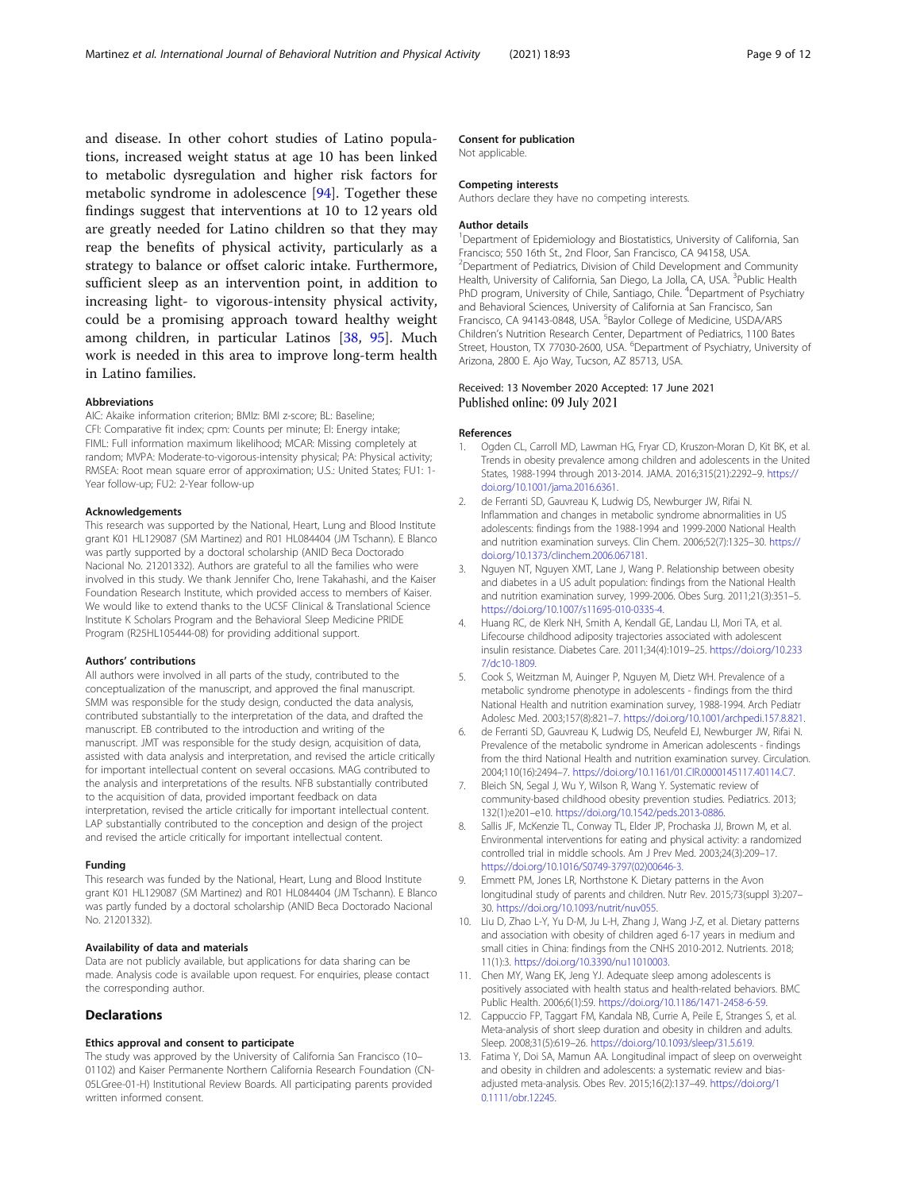and disease. In other cohort studies of Latino populations, increased weight status at age 10 has been linked to metabolic dysregulation and higher risk factors for metabolic syndrome in adolescence [94]. Together these findings suggest that interventions at 10 to 12 years old are greatly needed for Latino children so that they may reap the benefits of physical activity, particularly as a strategy to balance or offset caloric intake. Furthermore, sufficient sleep as an intervention point, in addition to increasing light- to vigorous-intensity physical activity, could be a promising approach toward healthy weight among children, in particular Latinos [38, 95]. Much work is needed in this area to improve long-term health in Latino families.

#### Abbreviations

AIC: Akaike information criterion; BMIz: BMI z-score; BL: Baseline; CFI: Comparative fit index; cpm: Counts per minute; EI: Energy intake; FIML: Full information maximum likelihood; MCAR: Missing completely at random; MVPA: Moderate-to-vigorous-intensity physical; PA: Physical activity; RMSEA: Root mean square error of approximation; U.S.: United States; FU1: 1-Year follow-up; FU2: 2-Year follow-up

#### Acknowledgements

This research was supported by the National, Heart, Lung and Blood Institute grant K01 HL129087 (SM Martinez) and R01 HL084404 (JM Tschann). E Blanco was partly supported by a doctoral scholarship (ANID Beca Doctorado Nacional No. 21201332). Authors are grateful to all the families who were involved in this study. We thank Jennifer Cho, Irene Takahashi, and the Kaiser Foundation Research Institute, which provided access to members of Kaiser. We would like to extend thanks to the UCSF Clinical & Translational Science Institute K Scholars Program and the Behavioral Sleep Medicine PRIDE Program (R25HL105444-08) for providing additional support.

#### Authors' contributions

All authors were involved in all parts of the study, contributed to the conceptualization of the manuscript, and approved the final manuscript. SMM was responsible for the study design, conducted the data analysis, contributed substantially to the interpretation of the data, and drafted the manuscript. EB contributed to the introduction and writing of the manuscript. JMT was responsible for the study design, acquisition of data, assisted with data analysis and interpretation, and revised the article critically for important intellectual content on several occasions. MAG contributed to the analysis and interpretations of the results. NFB substantially contributed to the acquisition of data, provided important feedback on data interpretation, revised the article critically for important intellectual content. LAP substantially contributed to the conception and design of the project and revised the article critically for important intellectual content.

#### Funding

This research was funded by the National, Heart, Lung and Blood Institute grant K01 HL129087 (SM Martinez) and R01 HL084404 (JM Tschann). E Blanco was partly funded by a doctoral scholarship (ANID Beca Doctorado Nacional No. 21201332).

#### Availability of data and materials

Data are not publicly available, but applications for data sharing can be made. Analysis code is available upon request. For enquiries, please contact the corresponding author.

## Declarations

#### Ethics approval and consent to participate

The study was approved by the University of California San Francisco (10–01102) and Kaiser Permanente Northern California Research Foundation (CN-05LGree-01-H) Institutional Review Boards. All participating parents provided written informed consent.

#### Consent for publication

Not applicable.

#### Competing interests

Authors declare they have no competing interests.

#### Author details

[1]Department of Epidemiology and Biostatistics, University of California, San Francisco; 550 16th St., 2nd Floor, San Francisco, CA 94158, USA. [2]Department of Pediatrics, Division of Child Development and Community Health, University of California, San Diego, La Jolla, CA, USA. [3]Public Health PhD program, University of Chile, Santiago, Chile. [4]Department of Psychiatry and Behavioral Sciences, University of California at San Francisco, San Francisco, CA 94143-0848, USA. [5]Baylor College of Medicine, USDA/ARS Children's Nutrition Research Center, Department of Pediatrics, 1100 Bates Street, Houston, TX 77030-2600, USA. [6]Department of Psychiatry, University of Arizona, 2800 E. Ajo Way, Tucson, AZ 85713, USA.

Received: 13 November 2020 Accepted: 17 June 2021
Published online: 09 July 2021

#### References

1. Ogden CL, Carroll MD, Lawman HG, Fryar CD, Kruszon-Moran D, Kit BK, et al. Trends in obesity prevalence among children and adolescents in the United States, 1988-1994 through 2013-2014. JAMA. 2016;315(21):2292–9. https://doi.org/10.1001/jama.2016.6361.
2. de Ferranti SD, Gauvreau K, Ludwig DS, Newburger JW, Rifai N. Inflammation and changes in metabolic syndrome abnormalities in US adolescents: findings from the 1988-1994 and 1999-2000 National Health and nutrition examination surveys. Clin Chem. 2006;52(7):1325–30. https://doi.org/10.1373/clinchem.2006.067181.
3. Nguyen NT, Nguyen XMT, Lane J, Wang P. Relationship between obesity and diabetes in a US adult population: findings from the National Health and nutrition examination survey, 1999-2006. Obes Surg. 2011;21(3):351–5. https://doi.org/10.1007/s11695-010-0335-4.
4. Huang RC, de Klerk NH, Smith A, Kendall GE, Landau LI, Mori TA, et al. Lifecourse childhood adiposity trajectories associated with adolescent insulin resistance. Diabetes Care. 2011;34(4):1019–25. https://doi.org/10.2337/dc10-1809.
5. Cook S, Weitzman M, Auinger P, Nguyen M, Dietz WH. Prevalence of a metabolic syndrome phenotype in adolescents - findings from the third National Health and nutrition examination survey, 1988-1994. Arch Pediatr Adolesc Med. 2003;157(8):821–7. https://doi.org/10.1001/archpedi.157.8.821.
6. de Ferranti SD, Gauvreau K, Ludwig DS, Neufeld EJ, Newburger JW, Rifai N. Prevalence of the metabolic syndrome in American adolescents - findings from the third National Health and nutrition examination survey. Circulation. 2004;110(16):2494–7. https://doi.org/10.1161/01.CIR.0000145117.40114.C7.
7. Bleich SN, Segal J, Wu Y, Wilson R, Wang Y. Systematic review of community-based childhood obesity prevention studies. Pediatrics. 2013; 132(1):e201–e10. https://doi.org/10.1542/peds.2013-0886.
8. Sallis JF, McKenzie TL, Conway TL, Elder JP, Prochaska JJ, Brown M, et al. Environmental interventions for eating and physical activity: a randomized controlled trial in middle schools. Am J Prev Med. 2003;24(3):209–17. https://doi.org/10.1016/S0749-3797(02)00646-3.
9. Emmett PM, Jones LR, Northstone K. Dietary patterns in the Avon longitudinal study of parents and children. Nutr Rev. 2015;73(suppl 3):207–30. https://doi.org/10.1093/nutrit/nuv055.
10. Liu D, Zhao L-Y, Yu D-M, Ju L-H, Zhang J, Wang J-Z, et al. Dietary patterns and association with obesity of children aged 6-17 years in medium and small cities in China: findings from the CNHS 2010-2012. Nutrients. 2018; 11(1):3. https://doi.org/10.3390/nu11010003.
11. Chen MY, Wang EK, Jeng YJ. Adequate sleep among adolescents is positively associated with health status and health-related behaviors. BMC Public Health. 2006;6(1):59. https://doi.org/10.1186/1471-2458-6-59.
12. Cappuccio FP, Taggart FM, Kandala NB, Currie A, Peile E, Stranges S, et al. Meta-analysis of short sleep duration and obesity in children and adults. Sleep. 2008;31(5):619–26. https://doi.org/10.1093/sleep/31.5.619.
13. Fatima Y, Doi SA, Mamun AA. Longitudinal impact of sleep on overweight and obesity in children and adolescents: a systematic review and bias-adjusted meta-analysis. Obes Rev. 2015;16(2):137–49. https://doi.org/10.1111/obr.12245.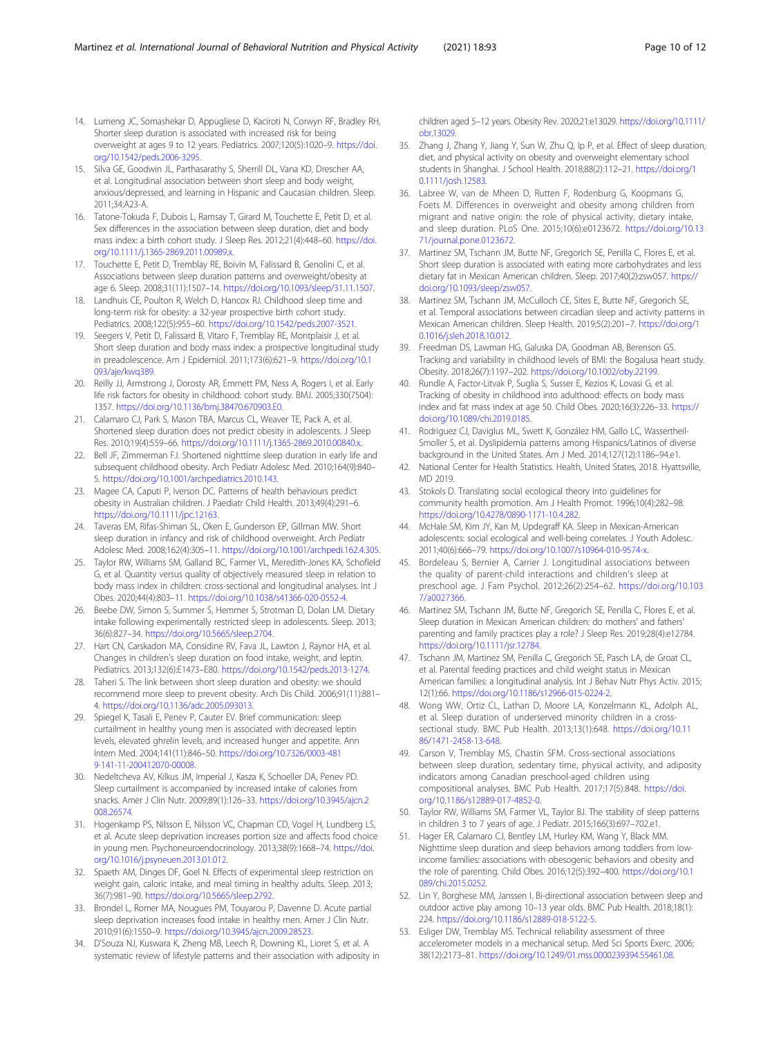14. Lumeng JC, Somashekar D, Appugliese D, Kaciroti N, Corwyn RF, Bradley RH. Shorter sleep duration is associated with increased risk for being overweight at ages 9 to 12 years. Pediatrics. 2007;120(5):1020–9. https://doi.org/10.1542/peds.2006-3295.
15. Silva GE, Goodwin JL, Parthasarathy S, Sherrill DL, Vana KD, Drescher AA, et al. Longitudinal association between short sleep and body weight, anxious/depressed, and learning in Hispanic and Caucasian children. Sleep. 2011;34:A23-A.
16. Tatone-Tokuda F, Dubois L, Ramsay T, Girard M, Touchette E, Petit D, et al. Sex differences in the association between sleep duration, diet and body mass index: a birth cohort study. J Sleep Res. 2012;21(4):448–60. https://doi.org/10.1111/j.1365-2869.2011.00989.x.
17. Touchette E, Petit D, Tremblay RE, Boivin M, Falissard B, Genolini C, et al. Associations between sleep duration patterns and overweight/obesity at age 6. Sleep. 2008;31(11):1507–14. https://doi.org/10.1093/sleep/31.11.1507.
18. Landhuis CE, Poulton R, Welch D, Hancox RJ. Childhood sleep time and long-term risk for obesity: a 32-year prospective birth cohort study. Pediatrics. 2008;122(5):955–60. https://doi.org/10.1542/peds.2007-3521.
19. Seegers V, Petit D, Falissard B, Vitaro F, Tremblay RE, Montplaisir J, et al. Short sleep duration and body mass index: a prospective longitudinal study in preadolescence. Am J Epidemiol. 2011;173(6):621–9. https://doi.org/10.1093/aje/kwq389.
20. Reilly JJ, Armstrong J, Dorosty AR, Emmett PM, Ness A, Rogers I, et al. Early life risk factors for obesity in childhood: cohort study. BMJ. 2005;330(7504):1357. https://doi.org/10.1136/bmj.38470.670903.E0.
21. Calamaro CJ, Park S, Mason TBA, Marcus CL, Weaver TE, Pack A, et al. Shortened sleep duration does not predict obesity in adolescents. J Sleep Res. 2010;19(4):559–66. https://doi.org/10.1111/j.1365-2869.2010.00840.x.
22. Bell JF, Zimmerman FJ. Shortened nighttime sleep duration in early life and subsequent childhood obesity. Arch Pediatr Adolesc Med. 2010;164(9):840–5. https://doi.org/10.1001/archpediatrics.2010.143.
23. Magee CA, Caputi P, Iverson DC. Patterns of health behaviours predict obesity in Australian children. J Paediatr Child Health. 2013;49(4):291–6. https://doi.org/10.1111/jpc.12163.
24. Taveras EM, Rifas-Shiman SL, Oken E, Gunderson EP, Gillman MW. Short sleep duration in infancy and risk of childhood overweight. Arch Pediatr Adolesc Med. 2008;162(4):305–11. https://doi.org/10.1001/archpedi.162.4.305.
25. Taylor RW, Williams SM, Galland BC, Farmer VL, Meredith-Jones KA, Schofield G, et al. Quantity versus quality of objectively measured sleep in relation to body mass index in children: cross-sectional and longitudinal analyses. Int J Obes. 2020;44(4):803–11. https://doi.org/10.1038/s41366-020-0552-4.
26. Beebe DW, Simon S, Summer S, Hemmer S, Strotman D, Dolan LM. Dietary intake following experimentally restricted sleep in adolescents. Sleep. 2013;36(6):827–34. https://doi.org/10.5665/sleep.2704.
27. Hart CN, Carskadon MA, Considine RV, Fava JL, Lawton J, Raynor HA, et al. Changes in children's sleep duration on food intake, weight, and leptin. Pediatrics. 2013;132(6):E1473–E80. https://doi.org/10.1542/peds.2013-1274.
28. Taheri S. The link between short sleep duration and obesity: we should recommend more sleep to prevent obesity. Arch Dis Child. 2006;91(11):881–4. https://doi.org/10.1136/adc.2005.093013.
29. Spiegel K, Tasali E, Penev P, Cauter EV. Brief communication: sleep curtailment in healthy young men is associated with decreased leptin levels, elevated ghrelin levels, and increased hunger and appetite. Ann Intern Med. 2004;141(11):846–50. https://doi.org/10.7326/0003-4819-141-11-200412070-00008.
30. Nedeltcheva AV, Kilkus JM, Imperial J, Kasza K, Schoeller DA, Penev PD. Sleep curtailment is accompanied by increased intake of calories from snacks. Amer J Clin Nutr. 2009;89(1):126–33. https://doi.org/10.3945/ajcn.2008.26574.
31. Hogenkamp PS, Nilsson E, Nilsson VC, Chapman CD, Vogel H, Lundberg LS, et al. Acute sleep deprivation increases portion size and affects food choice in young men. Psychoneuroendocrinology. 2013;38(9):1668–74. https://doi.org/10.1016/j.psyneuen.2013.01.012.
32. Spaeth AM, Dinges DF, Goel N. Effects of experimental sleep restriction on weight gain, caloric intake, and meal timing in healthy adults. Sleep. 2013;36(7):981–90. https://doi.org/10.5665/sleep.2792.
33. Brondel L, Romer MA, Nougues PM, Touyarou P, Davenne D. Acute partial sleep deprivation increases food intake in healthy men. Amer J Clin Nutr. 2010;91(6):1550–9. https://doi.org/10.3945/ajcn.2009.28523.
34. D'Souza NJ, Kuswara K, Zheng MB, Leech R, Downing KL, Lioret S, et al. A systematic review of lifestyle patterns and their association with adiposity in children aged 5–12 years. Obesity Rev. 2020;21:e13029. https://doi.org/10.1111/obr.13029.
35. Zhang J, Zhang Y, Jiang Y, Sun W, Zhu Q, Ip P, et al. Effect of sleep duration, diet, and physical activity on obesity and overweight elementary school students in Shanghai. J School Health. 2018;88(2):112–21. https://doi.org/10.1111/josh.12583.
36. Labree W, van de Mheen D, Rutten F, Rodenburg G, Koopmans G, Foets M. Differences in overweight and obesity among children from migrant and native origin: the role of physical activity, dietary intake, and sleep duration. PLoS One. 2015;10(6):e0123672. https://doi.org/10.1371/journal.pone.0123672.
37. Martinez SM, Tschann JM, Butte NF, Gregorich SE, Penilla C, Flores E, et al. Short sleep duration is associated with eating more carbohydrates and less dietary fat in Mexican American children. Sleep. 2017;40(2):zsw057. https://doi.org/10.1093/sleep/zsw057.
38. Martinez SM, Tschann JM, McCulloch CE, Sites E, Butte NF, Gregorich SE, et al. Temporal associations between circadian sleep and activity patterns in Mexican American children. Sleep Health. 2019;5(2):201–7. https://doi.org/10.1016/j.sleh.2018.10.012.
39. Freedman DS, Lawman HG, Galuska DA, Goodman AB, Berenson GS. Tracking and variability in childhood levels of BMI: the Bogalusa heart study. Obesity. 2018;26(7):1197–202. https://doi.org/10.1002/oby.22199.
40. Rundle A, Factor-Litvak P, Suglia S, Susser E, Kezios K, Lovasi G, et al. Tracking of obesity in childhood into adulthood: effects on body mass index and fat mass index at age 50. Child Obes. 2020;16(3):226–33. https://doi.org/10.1089/chi.2019.0185.
41. Rodriguez CJ, Daviglus ML, Swett K, González HM, Gallo LC, Wassertheil-Smoller S, et al. Dyslipidemia patterns among Hispanics/Latinos of diverse background in the United States. Am J Med. 2014;127(12):1186–94.e1.
42. National Center for Health Statistics. Health, United States, 2018. Hyattsville, MD 2019.
43. Stokols D. Translating social ecological theory into guidelines for community health promotion. Am J Health Promot. 1996;10(4):282–98. https://doi.org/10.4278/0890-1171-10.4.282.
44. McHale SM, Kim JY, Kan M, Updegraff KA. Sleep in Mexican-American adolescents: social ecological and well-being correlates. J Youth Adolesc. 2011;40(6):666–79. https://doi.org/10.1007/s10964-010-9574-x.
45. Bordeleau S, Bernier A, Carrier J. Longitudinal associations between the quality of parent-child interactions and children's sleep at preschool age. J Fam Psychol. 2012;26(2):254–62. https://doi.org/10.1037/a0027366.
46. Martinez SM, Tschann JM, Butte NF, Gregorich SE, Penilla C, Flores E, et al. Sleep duration in Mexican American children: do mothers' and fathers' parenting and family practices play a role? J Sleep Res. 2019;28(4):e12784. https://doi.org/10.1111/jsr.12784.
47. Tschann JM, Martinez SM, Penilla C, Gregorich SE, Pasch LA, de Groat CL, et al. Parental feeding practices and child weight status in Mexican American families: a longitudinal analysis. Int J Behav Nutr Phys Activ. 2015;12(1):66. https://doi.org/10.1186/s12966-015-0224-2.
48. Wong WW, Ortiz CL, Lathan D, Moore LA, Konzelmann KL, Adolph AL, et al. Sleep duration of underserved minority children in a cross-sectional study. BMC Pub Health. 2013;13(1):648. https://doi.org/10.1186/1471-2458-13-648.
49. Carson V, Tremblay MS, Chastin SFM. Cross-sectional associations between sleep duration, sedentary time, physical activity, and adiposity indicators among Canadian preschool-aged children using compositional analyses. BMC Pub Health. 2017;17(5):848. https://doi.org/10.1186/s12889-017-4852-0.
50. Taylor RW, Williams SM, Farmer VL, Taylor BJ. The stability of sleep patterns in children 3 to 7 years of age. J Pediatr. 2015;166(3):697–702.e1.
51. Hager ER, Calamaro CJ, Bentley LM, Hurley KM, Wang Y, Black MM. Nighttime sleep duration and sleep behaviors among toddlers from low-income families: associations with obesogenic behaviors and obesity and the role of parenting. Child Obes. 2016;12(5):392–400. https://doi.org/10.1089/chi.2015.0252.
52. Lin Y, Borghese MM, Janssen I. Bi-directional association between sleep and outdoor active play among 10–13 year olds. BMC Pub Health. 2018;18(1):224. https://doi.org/10.1186/s12889-018-5122-5.
53. Esliger DW, Tremblay MS. Technical reliability assessment of three accelerometer models in a mechanical setup. Med Sci Sports Exerc. 2006;38(12):2173–81. https://doi.org/10.1249/01.mss.0000239394.55461.08.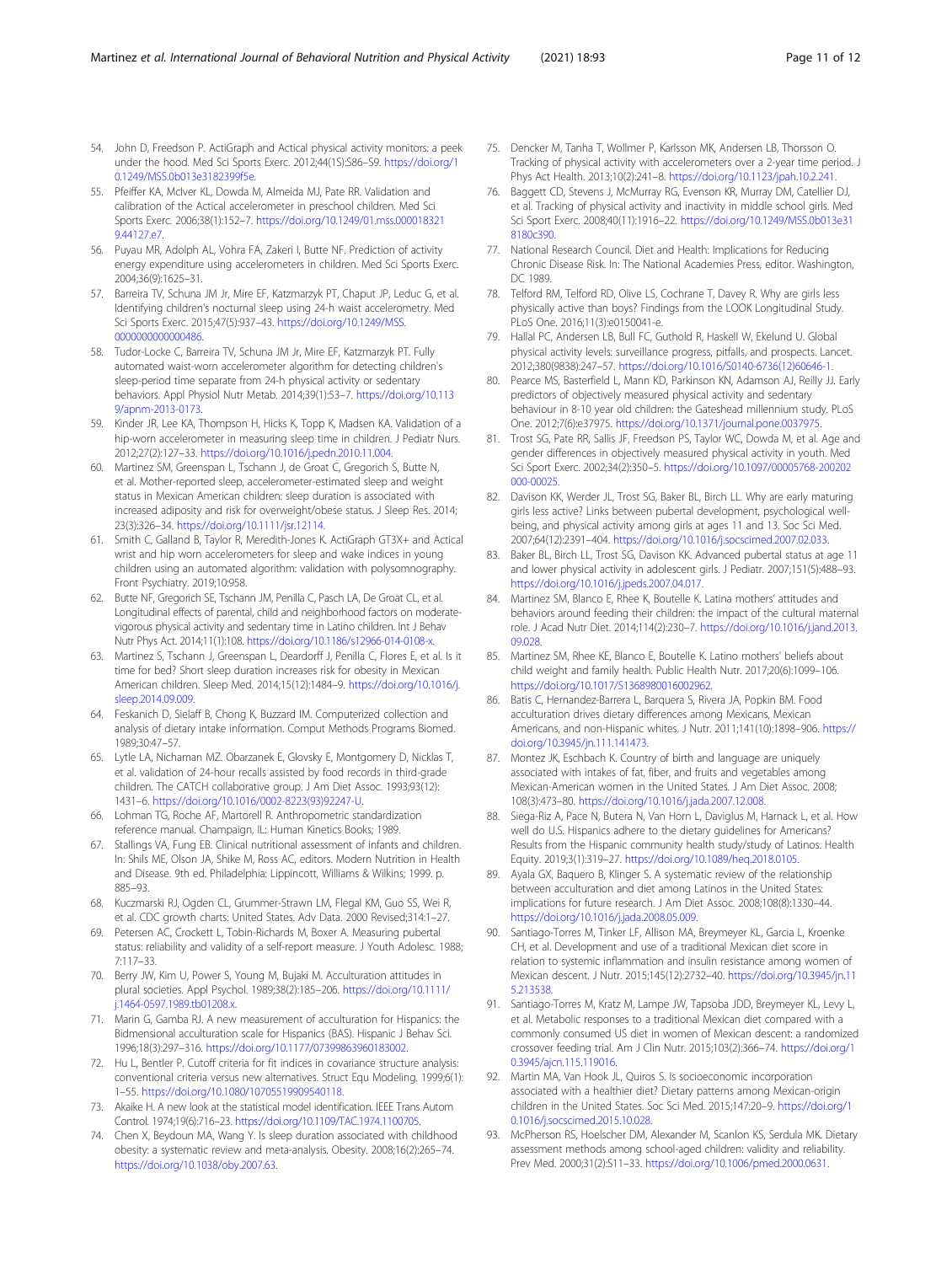54. John D, Freedson P. ActiGraph and Actical physical activity monitors: a peek under the hood. Med Sci Sports Exerc. 2012;44(1S):S86–S9. https://doi.org/10.1249/MSS.0b013e3182399f5e.
55. Pfeiffer KA, McIver KL, Dowda M, Almeida MJ, Pate RR. Validation and calibration of the Actical accelerometer in preschool children. Med Sci Sports Exerc. 2006;38(1):152–7. https://doi.org/10.1249/01.mss.0000183219.44127.e7.
56. Puyau MR, Adolph AL, Vohra FA, Zakeri I, Butte NF. Prediction of activity energy expenditure using accelerometers in children. Med Sci Sports Exerc. 2004;36(9):1625–31.
57. Barreira TV, Schuna JM Jr, Mire EF, Katzmarzyk PT, Chaput JP, Leduc G, et al. Identifying children's nocturnal sleep using 24-h waist accelerometry. Med Sci Sports Exerc. 2015;47(5):937–43. https://doi.org/10.1249/MSS.0000000000000486.
58. Tudor-Locke C, Barreira TV, Schuna JM Jr, Mire EF, Katzmarzyk PT. Fully automated waist-worn accelerometer algorithm for detecting children's sleep-period time separate from 24-h physical activity or sedentary behaviors. Appl Physiol Nutr Metab. 2014;39(1):53–7. https://doi.org/10.1139/apnm-2013-0173.
59. Kinder JR, Lee KA, Thompson H, Hicks K, Topp K, Madsen KA. Validation of a hip-worn accelerometer in measuring sleep time in children. J Pediatr Nurs. 2012;27(2):127–33. https://doi.org/10.1016/j.pedn.2010.11.004.
60. Martinez SM, Greenspan L, Tschann J, de Groat C, Gregorich S, Butte N, et al. Mother-reported sleep, accelerometer-estimated sleep and weight status in Mexican American children: sleep duration is associated with increased adiposity and risk for overweight/obese status. J Sleep Res. 2014; 23(3):326–34. https://doi.org/10.1111/jsr.12114.
61. Smith C, Galland B, Taylor R, Meredith-Jones K. ActiGraph GT3X+ and Actical wrist and hip worn accelerometers for sleep and wake indices in young children using an automated algorithm: validation with polysomnography. Front Psychiatry. 2019;10:958.
62. Butte NF, Gregorich SE, Tschann JM, Penilla C, Pasch LA, De Groat CL, et al. Longitudinal effects of parental, child and neighborhood factors on moderate-vigorous physical activity and sedentary time in Latino children. Int J Behav Nutr Phys Act. 2014;11(1):108. https://doi.org/10.1186/s12966-014-0108-x.
63. Martinez S, Tschann J, Greenspan L, Deardorff J, Penilla C, Flores E, et al. Is it time for bed? Short sleep duration increases risk for obesity in Mexican American children. Sleep Med. 2014;15(12):1484–9. https://doi.org/10.1016/j.sleep.2014.09.009.
64. Feskanich D, Sielaff B, Chong K, Buzzard IM. Computerized collection and analysis of dietary intake information. Comput Methods Programs Biomed. 1989;30:47–57.
65. Lytle LA, Nichaman MZ. Obarzanek E, Glovsky E, Montgomery D, Nicklas T, et al. validation of 24-hour recalls assisted by food records in third-grade children. The CATCH collaborative group. J Am Diet Assoc. 1993;93(12): 1431–6. https://doi.org/10.1016/0002-8223(93)92247-U.
66. Lohman TG, Roche AF, Martorell R. Anthropometric standardization reference manual. Champaign, IL: Human Kinetics Books; 1989.
67. Stallings VA, Fung EB. Clinical nutritional assessment of infants and children. In: Shils ME, Olson JA, Shike M, Ross AC, editors. Modern Nutrition in Health and Disease. 9th ed. Philadelphia: Lippincott, Williams & Wilkins; 1999. p. 885–93.
68. Kuczmarski RJ, Ogden CL, Grummer-Strawn LM, Flegal KM, Guo SS, Wei R, et al. CDC growth charts: United States. Adv Data. 2000 Revised;314:1–27.
69. Petersen AC, Crockett L, Tobin-Richards M, Boxer A. Measuring pubertal status: reliability and validity of a self-report measure. J Youth Adolesc. 1988; 7:117–33.
70. Berry JW, Kim U, Power S, Young M, Bujaki M. Acculturation attitudes in plural societies. Appl Psychol. 1989;38(2):185–206. https://doi.org/10.1111/j.1464-0597.1989.tb01208.x.
71. Marin G, Gamba RJ. A new measurement of acculturation for Hispanics: the Bidmensional acculturation scale for Hispanics (BAS). Hispanic J Behav Sci. 1996;18(3):297–316. https://doi.org/10.1177/07399863960183002.
72. Hu L, Bentler P. Cutoff criteria for fit indices in covariance structure analysis: conventional criteria versus new alternatives. Struct Equ Modeling. 1999;6(1): 1–55. https://doi.org/10.1080/10705519909540118.
73. Akaike H. A new look at the statistical model identification. IEEE Trans Autom Control. 1974;19(6):716–23. https://doi.org/10.1109/TAC.1974.1100705.
74. Chen X, Beydoun MA, Wang Y. Is sleep duration associated with childhood obesity: a systematic review and meta-analysis. Obesity. 2008;16(2):265–74. https://doi.org/10.1038/oby.2007.63.
75. Dencker M, Tanha T, Wollmer P, Karlsson MK, Andersen LB, Thorsson O. Tracking of physical activity with accelerometers over a 2-year time period. J Phys Act Health. 2013;10(2):241–8. https://doi.org/10.1123/jpah.10.2.241.
76. Baggett CD, Stevens J, McMurray RG, Evenson KR, Murray DM, Catellier DJ, et al. Tracking of physical activity and inactivity in middle school girls. Med Sci Sport Exerc. 2008;40(11):1916–22. https://doi.org/10.1249/MSS.0b013e318180c390.
77. National Research Council. Diet and Health: Implications for Reducing Chronic Disease Risk. In: The National Academies Press, editor. Washington, DC 1989.
78. Telford RM, Telford RD, Olive LS, Cochrane T, Davey R. Why are girls less physically active than boys? Findings from the LOOK Longitudinal Study. PLoS One. 2016;11(3):e0150041-e.
79. Hallal PC, Andersen LB, Bull FC, Guthold R, Haskell W, Ekelund U. Global physical activity levels: surveillance progress, pitfalls, and prospects. Lancet. 2012;380(9838):247–57. https://doi.org/10.1016/S0140-6736(12)60646-1.
80. Pearce MS, Basterfield L, Mann KD, Parkinson KN, Adamson AJ, Reilly JJ. Early predictors of objectively measured physical activity and sedentary behaviour in 8-10 year old children: the Gateshead millennium study. PLoS One. 2012;7(6):e37975. https://doi.org/10.1371/journal.pone.0037975.
81. Trost SG, Pate RR, Sallis JF, Freedson PS, Taylor WC, Dowda M, et al. Age and gender differences in objectively measured physical activity in youth. Med Sci Sport Exerc. 2002;34(2):350–5. https://doi.org/10.1097/00005768-200202000-00025.
82. Davison KK, Werder JL, Trost SG, Baker BL, Birch LL. Why are early maturing girls less active? Links between pubertal development, psychological well-being, and physical activity among girls at ages 11 and 13. Soc Sci Med. 2007;64(12):2391–404. https://doi.org/10.1016/j.socscimed.2007.02.033.
83. Baker BL, Birch LL, Trost SG, Davison KK. Advanced pubertal status at age 11 and lower physical activity in adolescent girls. J Pediatr. 2007;151(5):488–93. https://doi.org/10.1016/j.jpeds.2007.04.017.
84. Martinez SM, Blanco E, Rhee K, Boutelle K. Latina mothers' attitudes and behaviors around feeding their children: the impact of the cultural maternal role. J Acad Nutr Diet. 2014;114(2):230–7. https://doi.org/10.1016/j.jand.2013.09.028.
85. Martinez SM, Rhee KE, Blanco E, Boutelle K. Latino mothers' beliefs about child weight and family health. Public Health Nutr. 2017;20(6):1099–106. https://doi.org/10.1017/S1368980016002962.
86. Batis C, Hernandez-Barrera L, Barquera S, Rivera JA, Popkin BM. Food acculturation drives dietary differences among Mexicans, Mexican Americans, and non-Hispanic whites. J Nutr. 2011;141(10):1898–906. https://doi.org/10.3945/jn.111.141473.
87. Montez JK, Eschbach K. Country of birth and language are uniquely associated with intakes of fat, fiber, and fruits and vegetables among Mexican-American women in the United States. J Am Diet Assoc. 2008; 108(3):473–80. https://doi.org/10.1016/j.jada.2007.12.008.
88. Siega-Riz A, Pace N, Butera N, Van Horn L, Daviglus M, Harnack L, et al. How well do U.S. Hispanics adhere to the dietary guidelines for Americans? Results from the Hispanic community health study/study of Latinos. Health Equity. 2019;3(1):319–27. https://doi.org/10.1089/heq.2018.0105.
89. Ayala GX, Baquero B, Klinger S. A systematic review of the relationship between acculturation and diet among Latinos in the United States: implications for future research. J Am Diet Assoc. 2008;108(8):1330–44. https://doi.org/10.1016/j.jada.2008.05.009.
90. Santiago-Torres M, Tinker LF, Allison MA, Breymeyer KL, Garcia L, Kroenke CH, et al. Development and use of a traditional Mexican diet score in relation to systemic inflammation and insulin resistance among women of Mexican descent. J Nutr. 2015;145(12):2732–40. https://doi.org/10.3945/jn.115.213538.
91. Santiago-Torres M, Kratz M, Lampe JW, Tapsoba JDD, Breymeyer KL, Levy L, et al. Metabolic responses to a traditional Mexican diet compared with a commonly consumed US diet in women of Mexican descent: a randomized crossover feeding trial. Am J Clin Nutr. 2015;103(2):366–74. https://doi.org/10.3945/ajcn.115.119016.
92. Martin MA, Van Hook JL, Quiros S. Is socioeconomic incorporation associated with a healthier diet? Dietary patterns among Mexican-origin children in the United States. Soc Sci Med. 2015;147:20–9. https://doi.org/10.1016/j.socscimed.2015.10.028.
93. McPherson RS, Hoelscher DM, Alexander M, Scanlon KS, Serdula MK. Dietary assessment methods among school-aged children: validity and reliability. Prev Med. 2000;31(2):S11–33. https://doi.org/10.1006/pmed.2000.0631.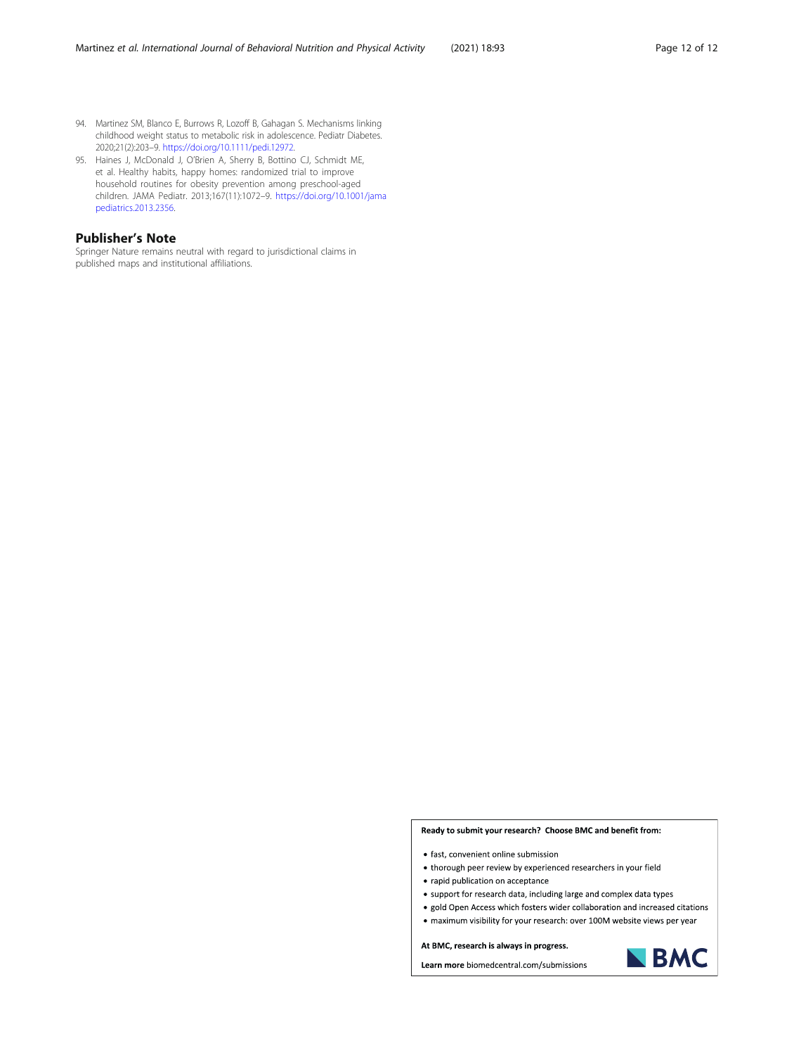94. Martinez SM, Blanco E, Burrows R, Lozoff B, Gahagan S. Mechanisms linking childhood weight status to metabolic risk in adolescence. Pediatr Diabetes. 2020;21(2):203–9. https://doi.org/10.1111/pedi.12972.
95. Haines J, McDonald J, O'Brien A, Sherry B, Bottino CJ, Schmidt ME, et al. Healthy habits, happy homes: randomized trial to improve household routines for obesity prevention among preschool-aged children. JAMA Pediatr. 2013;167(11):1072–9. https://doi.org/10.1001/jamapediatrics.2013.2356.

## Publisher's Note

Springer Nature remains neutral with regard to jurisdictional claims in published maps and institutional affiliations.

**Ready to submit your research? Choose BMC and benefit from:**

- fast, convenient online submission
- thorough peer review by experienced researchers in your field
- rapid publication on acceptance
- support for research data, including large and complex data types
- gold Open Access which fosters wider collaboration and increased citations
- maximum visibility for your research: over 100M website views per year

**At BMC, research is always in progress.**

**Learn more** biomedcentral.com/submissions

BMC